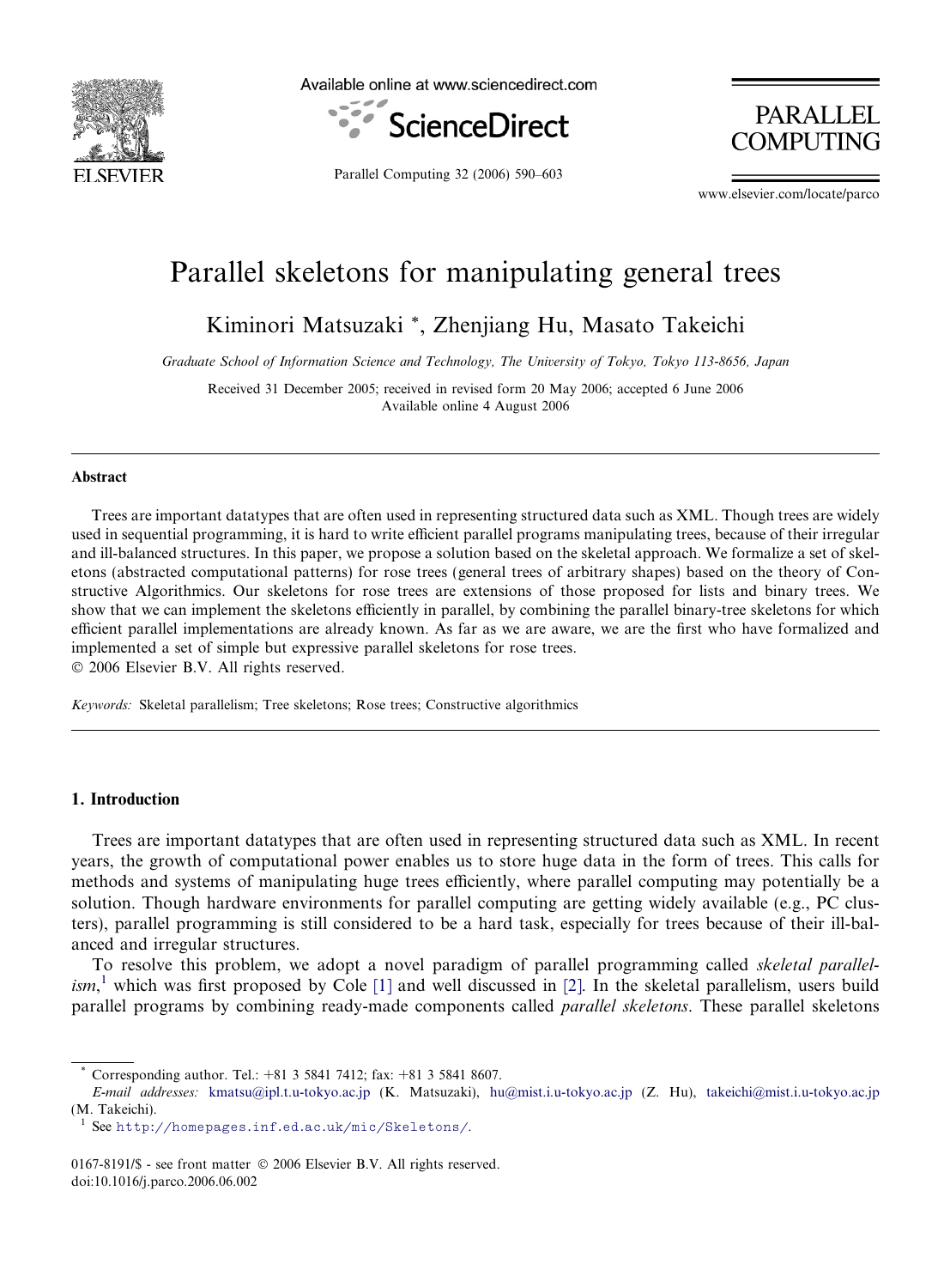# Parallel skeletons for manipulating general trees

Kiminori Matsuzaki *, Zhenjiang Hu, Masato Takeichi

*Graduate School of Information Science and Technology, The University of Tokyo, Tokyo 113-8656, Japan*

Received 31 December 2005; received in revised form 20 May 2006; accepted 6 June 2006
Available online 4 August 2006

---

### Abstract

Trees are important datatypes that are often used in representing structured data such as XML. Though trees are widely used in sequential programming, it is hard to write efficient parallel programs manipulating trees, because of their irregular and ill-balanced structures. In this paper, we propose a solution based on the skeletal approach. We formalize a set of skeletons (abstracted computational patterns) for rose trees (general trees of arbitrary shapes) based on the theory of Constructive Algorithmics. Our skeletons for rose trees are extensions of those proposed for lists and binary trees. We show that we can implement the skeletons efficiently in parallel, by combining the parallel binary-tree skeletons for which efficient parallel implementations are already known. As far as we are aware, we are the first who have formalized and implemented a set of simple but expressive parallel skeletons for rose trees.
© 2006 Elsevier B.V. All rights reserved.

*Keywords:* Skeletal parallelism; Tree skeletons; Rose trees; Constructive algorithmics

---

## 1. Introduction

Trees are important datatypes that are often used in representing structured data such as XML. In recent years, the growth of computational power enables us to store huge data in the form of trees. This calls for methods and systems of manipulating huge trees efficiently, where parallel computing may potentially be a solution. Though hardware environments for parallel computing are getting widely available (e.g., PC clusters), parallel programming is still considered to be a hard task, especially for trees because of their ill-balanced and irregular structures.

To resolve this problem, we adopt a novel paradigm of parallel programming called *skeletal parallelism*,[1] which was first proposed by Cole [1] and well discussed in [2]. In the skeletal parallelism, users build parallel programs by combining ready-made components called *parallel skeletons*. These parallel skeletons

---

* Corresponding author. Tel.: +81 3 5841 7412; fax: +81 3 5841 8607.
*E-mail addresses:* kmatsu@ipl.t.u-tokyo.ac.jp (K. Matsuzaki), hu@mist.i.u-tokyo.ac.jp (Z. Hu), takeichi@mist.i.u-tokyo.ac.jp (M. Takeichi).

[1] See http://homepages.inf.ed.ac.uk/mic/Skeletons/.

0167-8191/$ - see front matter © 2006 Elsevier B.V. All rights reserved.
doi:10.1016/j.parco.2006.06.002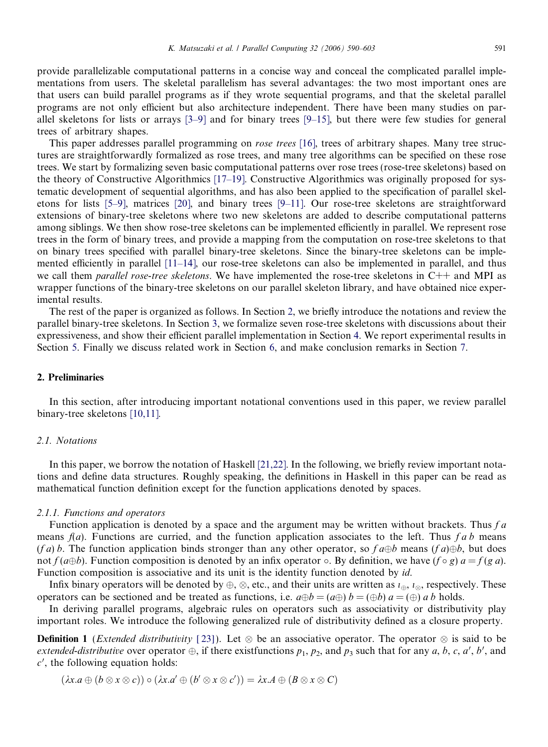provide parallelizable computational patterns in a concise way and conceal the complicated parallel implementations from users. The skeletal parallelism has several advantages: the two most important ones are that users can build parallel programs as if they wrote sequential programs, and that the skeletal parallel programs are not only efficient but also architecture independent. There have been many studies on parallel skeletons for lists or arrays [3–9] and for binary trees [9–15], but there were few studies for general trees of arbitrary shapes.

This paper addresses parallel programming on *rose trees* [16], trees of arbitrary shapes. Many tree structures are straightforwardly formalized as rose trees, and many tree algorithms can be specified on these rose trees. We start by formalizing seven basic computational patterns over rose trees (rose-tree skeletons) based on the theory of Constructive Algorithmics [17–19]. Constructive Algorithmics was originally proposed for systematic development of sequential algorithms, and has also been applied to the specification of parallel skeletons for lists [5–9], matrices [20], and binary trees [9–11]. Our rose-tree skeletons are straightforward extensions of binary-tree skeletons where two new skeletons are added to describe computational patterns among siblings. We then show rose-tree skeletons can be implemented efficiently in parallel. We represent rose trees in the form of binary trees, and provide a mapping from the computation on rose-tree skeletons to that on binary trees specified with parallel binary-tree skeletons. Since the binary-tree skeletons can be implemented efficiently in parallel [11–14], our rose-tree skeletons can also be implemented in parallel, and thus we call them *parallel rose-tree skeletons*. We have implemented the rose-tree skeletons in C++ and MPI as wrapper functions of the binary-tree skeletons on our parallel skeleton library, and have obtained nice experimental results.

The rest of the paper is organized as follows. In Section 2, we briefly introduce the notations and review the parallel binary-tree skeletons. In Section 3, we formalize seven rose-tree skeletons with discussions about their expressiveness, and show their efficient parallel implementation in Section 4. We report experimental results in Section 5. Finally we discuss related work in Section 6, and make conclusion remarks in Section 7.

## 2. Preliminaries

In this section, after introducing important notational conventions used in this paper, we review parallel binary-tree skeletons [10,11].

### 2.1. Notations

In this paper, we borrow the notation of Haskell [21,22]. In the following, we briefly review important notations and define data structures. Roughly speaking, the definitions in Haskell in this paper can be read as mathematical function definition except for the function applications denoted by spaces.

#### 2.1.1. Functions and operators

Function application is denoted by a space and the argument may be written without brackets. Thus $f\ a$ means $f(a)$. Functions are curried, and the function application associates to the left. Thus $f\ a\ b$ means $(f\ a)\ b$. The function application binds stronger than any other operator, so $f\ a \oplus b$ means $(f\ a) \oplus b$, but does not $f\ (a \oplus b)$. Function composition is denoted by an infix operator $\circ$. By definition, we have $(f \circ g)\ a = f\ (g\ a)$. Function composition is associative and its unit is the identity function denoted by *id*.

Infix binary operators will be denoted by $\oplus$, $\otimes$, etc., and their units are written as $\iota_{\oplus}$, $\iota_{\otimes}$, respectively. These operators can be sectioned and be treated as functions, i.e. $a \oplus b = (a \oplus)\ b = (\oplus b)\ a = (\oplus)\ a\ b$ holds.

In deriving parallel programs, algebraic rules on operators such as associativity or distributivity play important roles. We introduce the following generalized rule of distributivity defined as a closure property.

**Definition 1** (*Extended distributivity* [23]). Let $\otimes$ be an associative operator. The operator $\otimes$ is said to be *extended-distributive* over operator $\oplus$, if there existfunctions $p_1$, $p_2$, and $p_3$ such that for any $a$, $b$, $c$, $a'$, $b'$, and $c'$, the following equation holds:

$$(\lambda x.a \oplus (b \otimes x \otimes c)) \circ (\lambda x.a' \oplus (b' \otimes x \otimes c')) = \lambda x.A \oplus (B \otimes x \otimes C)$$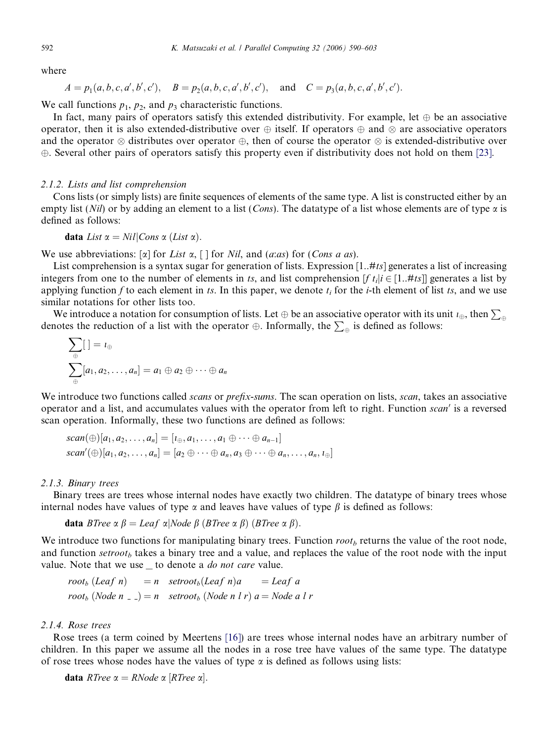where

$$A = p_1(a, b, c, a', b', c'), \quad B = p_2(a, b, c, a', b', c'), \quad \text{and} \quad C = p_3(a, b, c, a', b', c').$$

We call functions $p_1$, $p_2$, and $p_3$ characteristic functions.

In fact, many pairs of operators satisfy this extended distributivity. For example, let $\oplus$ be an associative operator, then it is also extended-distributive over $\oplus$ itself. If operators $\oplus$ and $\otimes$ are associative operators and the operator $\otimes$ distributes over operator $\oplus$, then of course the operator $\otimes$ is extended-distributive over $\oplus$. Several other pairs of operators satisfy this property even if distributivity does not hold on them [23].

#### 2.1.2. Lists and list comprehension

Cons lists (or simply lists) are finite sequences of elements of the same type. A list is constructed either by an empty list (*Nil*) or by adding an element to a list (*Cons*). The datatype of a list whose elements are of type $\alpha$ is defined as follows:

$$\textbf{data}\ List\ \alpha = Nil | Cons\ \alpha\ (List\ \alpha).$$

We use abbreviations: $[\alpha]$ for $List\ \alpha$, $[\,]$ for *Nil*, and $(a{:}as)$ for $(Cons\ a\ as)$.

List comprehension is a syntax sugar for generation of lists. Expression $[1..\#ts]$ generates a list of increasing integers from one to the number of elements in $ts$, and list comprehension $[f\ t_i | i \in [1..\#ts]]$ generates a list by applying function $f$ to each element in $ts$. In this paper, we denote $t_i$ for the $i$-th element of list $ts$, and we use similar notations for other lists too.

We introduce a notation for consumption of lists. Let $\oplus$ be an associative operator with its unit $\iota_\oplus$, then $\sum_\oplus$ denotes the reduction of a list with the operator $\oplus$. Informally, the $\sum_\oplus$ is defined as follows:

$$\sum_\oplus [\,] = \iota_\oplus$$

$$\sum_\oplus [a_1, a_2, \ldots, a_n] = a_1 \oplus a_2 \oplus \cdots \oplus a_n$$

We introduce two functions called *scans* or *prefix-sums*. The scan operation on lists, *scan*, takes an associative operator and a list, and accumulates values with the operator from left to right. Function $scan'$ is a reversed scan operation. Informally, these two functions are defined as follows:

$$scan(\oplus)[a_1, a_2, \ldots, a_n] = [\iota_\oplus, a_1, \ldots, a_1 \oplus \cdots \oplus a_{n-1}]$$

$$scan'(\oplus)[a_1, a_2, \ldots, a_n] = [a_2 \oplus \cdots \oplus a_n, a_3 \oplus \cdots \oplus a_n, \ldots, a_n, \iota_\oplus]$$

#### 2.1.3. Binary trees

Binary trees are trees whose internal nodes have exactly two children. The datatype of binary trees whose internal nodes have values of type $\alpha$ and leaves have values of type $\beta$ is defined as follows:

$$\textbf{data}\ BTree\ \alpha\ \beta = Leaf\ \alpha | Node\ \beta\ (BTree\ \alpha\ \beta)\ (BTree\ \alpha\ \beta).$$

We introduce two functions for manipulating binary trees. Function $root_b$ returns the value of the root node, and function $setroot_b$ takes a binary tree and a value, and replaces the value of the root node with the input value. Note that we use _ to denote a *do not care* value.

$$\begin{aligned} root_b\ (Leaf\ n) &= n & setroot_b (Leaf\ n) a &= Leaf\ a \\ root_b\ (Node\ n\ \_\ \_) &= n & setroot_b\ (Node\ n\ l\ r)\ a &= Node\ a\ l\ r \end{aligned}$$

#### 2.1.4. Rose trees

Rose trees (a term coined by Meertens [16]) are trees whose internal nodes have an arbitrary number of children. In this paper we assume all the nodes in a rose tree have values of the same type. The datatype of rose trees whose nodes have the values of type $\alpha$ is defined as follows using lists:

$$\textbf{data}\ RTree\ \alpha = RNode\ \alpha\ [RTree\ \alpha].$$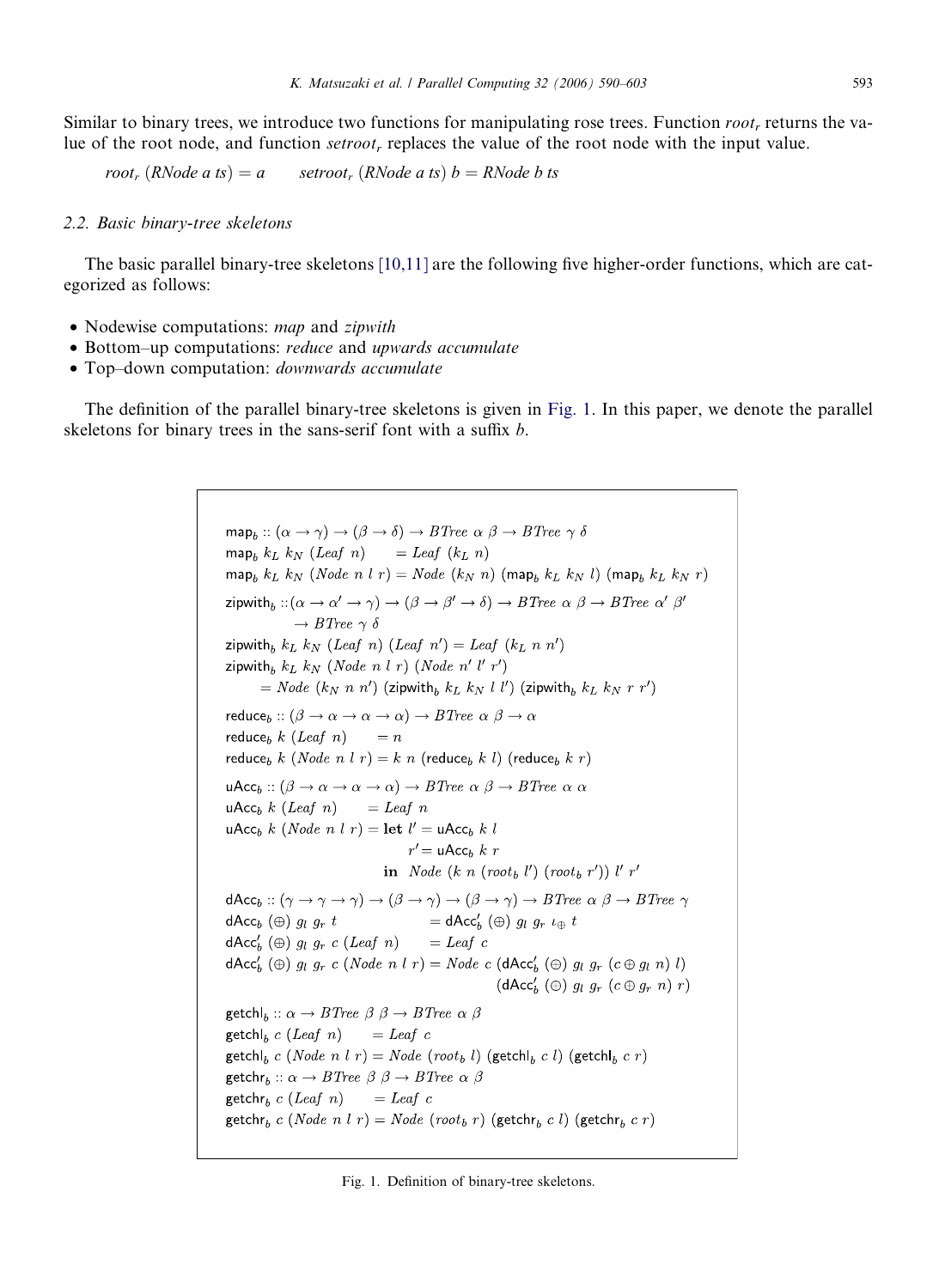Similar to binary trees, we introduce two functions for manipulating rose trees. Function $root_r$ returns the value of the root node, and function $setroot_r$ replaces the value of the root node with the input value.

$$root_r\ (RNode\ a\ ts) = a \qquad setroot_r\ (RNode\ a\ ts)\ b = RNode\ b\ ts$$

### 2.2. Basic binary-tree skeletons

The basic parallel binary-tree skeletons [10,11] are the following five higher-order functions, which are categorized as follows:

- Nodewise computations: *map* and *zipwith*
- Bottom–up computations: *reduce* and *upwards accumulate*
- Top–down computation: *downwards accumulate*

The definition of the parallel binary-tree skeletons is given in Fig. 1. In this paper, we denote the parallel skeletons for binary trees in the sans-serif font with a suffix *b*.

$$
\begin{array}{l}
\mathsf{map}_b :: (\alpha \to \gamma) \to (\beta \to \delta) \to BTree\ \alpha\ \beta \to BTree\ \gamma\ \delta \\
\mathsf{map}_b\ k_L\ k_N\ (Leaf\ n) \quad = Leaf\ (k_L\ n) \\
\mathsf{map}_b\ k_L\ k_N\ (Node\ n\ l\ r) = Node\ (k_N\ n)\ (\mathsf{map}_b\ k_L\ k_N\ l)\ (\mathsf{map}_b\ k_L\ k_N\ r) \\
\mathsf{zipwith}_b :: (\alpha \to \alpha' \to \gamma) \to (\beta \to \beta' \to \delta) \to BTree\ \alpha\ \beta \to BTree\ \alpha'\ \beta' \\
\qquad \to BTree\ \gamma\ \delta \\
\mathsf{zipwith}_b\ k_L\ k_N\ (Leaf\ n)\ (Leaf\ n') = Leaf\ (k_L\ n\ n') \\
\mathsf{zipwith}_b\ k_L\ k_N\ (Node\ n\ l\ r)\ (Node\ n'\ l'\ r') \\
\qquad = Node\ (k_N\ n\ n')\ (\mathsf{zipwith}_b\ k_L\ k_N\ l\ l')\ (\mathsf{zipwith}_b\ k_L\ k_N\ r\ r') \\
\mathsf{reduce}_b :: (\beta \to \alpha \to \alpha \to \alpha) \to BTree\ \alpha\ \beta \to \alpha \\
\mathsf{reduce}_b\ k\ (Leaf\ n) \quad = n \\
\mathsf{reduce}_b\ k\ (Node\ n\ l\ r) = k\ n\ (\mathsf{reduce}_b\ k\ l)\ (\mathsf{reduce}_b\ k\ r) \\
\mathsf{uAcc}_b :: (\beta \to \alpha \to \alpha \to \alpha) \to BTree\ \alpha\ \beta \to BTree\ \alpha\ \alpha \\
\mathsf{uAcc}_b\ k\ (Leaf\ n) \quad = Leaf\ n \\
\mathsf{uAcc}_b\ k\ (Node\ n\ l\ r) = \mathbf{let}\ l' = \mathsf{uAcc}_b\ k\ l \\
\qquad\qquad\qquad\qquad\quad r' = \mathsf{uAcc}_b\ k\ r \\
\qquad\qquad\qquad\quad \mathbf{in}\ \ Node\ (k\ n\ (root_b\ l')\ (root_b\ r'))\ l'\ r' \\
\mathsf{dAcc}_b :: (\gamma \to \gamma \to \gamma) \to (\beta \to \gamma) \to (\beta \to \gamma) \to BTree\ \alpha\ \beta \to BTree\ \gamma \\
\mathsf{dAcc}_b\ (\oplus)\ g_l\ g_r\ t \qquad\qquad = \mathsf{dAcc}'_b\ (\oplus)\ g_l\ g_r\ \iota_\oplus\ t \\
\mathsf{dAcc}'_b\ (\oplus)\ g_l\ g_r\ c\ (Leaf\ n) \quad = Leaf\ c \\
\mathsf{dAcc}'_b\ (\oplus)\ g_l\ g_r\ c\ (Node\ n\ l\ r) = Node\ c\ (\mathsf{dAcc}'_b\ (\oplus)\ g_l\ g_r\ (c \oplus g_l\ n)\ l) \\
\qquad\qquad\qquad\qquad\qquad\qquad\qquad\quad (\mathsf{dAcc}'_b\ (\oplus)\ g_l\ g_r\ (c \oplus g_r\ n)\ r) \\
\mathsf{getchl}_b :: \alpha \to BTree\ \beta\ \beta \to BTree\ \alpha\ \beta \\
\mathsf{getchl}_b\ c\ (Leaf\ n) \quad = Leaf\ c \\
\mathsf{getchl}_b\ c\ (Node\ n\ l\ r) = Node\ (root_b\ l)\ (\mathsf{getchl}_b\ c\ l)\ (\mathsf{getchl}_b\ c\ r) \\
\mathsf{getchr}_b :: \alpha \to BTree\ \beta\ \beta \to BTree\ \alpha\ \beta \\
\mathsf{getchr}_b\ c\ (Leaf\ n) \quad = Leaf\ c \\
\mathsf{getchr}_b\ c\ (Node\ n\ l\ r) = Node\ (root_b\ r)\ (\mathsf{getchr}_b\ c\ l)\ (\mathsf{getchr}_b\ c\ r)
\end{array}
$$

Fig. 1. Definition of binary-tree skeletons.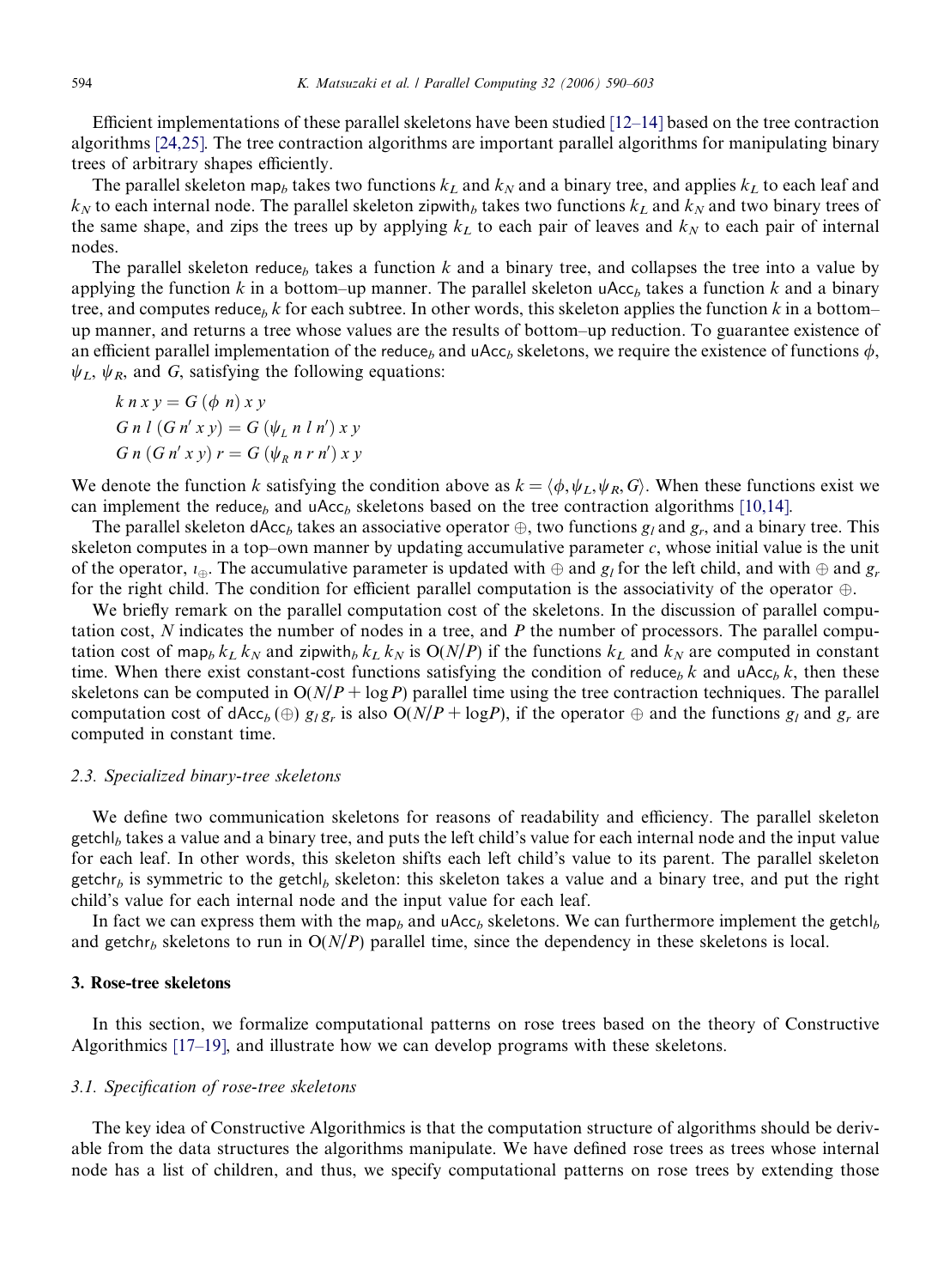Efficient implementations of these parallel skeletons have been studied [12–14] based on the tree contraction algorithms [24,25]. The tree contraction algorithms are important parallel algorithms for manipulating binary trees of arbitrary shapes efficiently.

The parallel skeleton $\mathsf{map}_b$ takes two functions $k_L$ and $k_N$ and a binary tree, and applies $k_L$ to each leaf and $k_N$ to each internal node. The parallel skeleton $\mathsf{zipwith}_b$ takes two functions $k_L$ and $k_N$ and two binary trees of the same shape, and zips the trees up by applying $k_L$ to each pair of leaves and $k_N$ to each pair of internal nodes.

The parallel skeleton $\mathsf{reduce}_b$ takes a function $k$ and a binary tree, and collapses the tree into a value by applying the function $k$ in a bottom–up manner. The parallel skeleton $\mathsf{uAcc}_b$ takes a function $k$ and a binary tree, and computes $\mathsf{reduce}_b\ k$ for each subtree. In other words, this skeleton applies the function $k$ in a bottom–up manner, and returns a tree whose values are the results of bottom–up reduction. To guarantee existence of an efficient parallel implementation of the $\mathsf{reduce}_b$ and $\mathsf{uAcc}_b$ skeletons, we require the existence of functions $\phi$, $\psi_L$, $\psi_R$, and $G$, satisfying the following equations:

$$
\begin{aligned}
&k\ n\ x\ y = G\ (\phi\ n)\ x\ y \\
&G\ n\ l\ (G\ n'\ x\ y) = G\ (\psi_L\ n\ l\ n')\ x\ y \\
&G\ n\ (G\ n'\ x\ y)\ r = G\ (\psi_R\ n\ r\ n')\ x\ y
\end{aligned}
$$

We denote the function $k$ satisfying the condition above as $k = \langle \phi, \psi_L, \psi_R, G \rangle$. When these functions exist we can implement the $\mathsf{reduce}_b$ and $\mathsf{uAcc}_b$ skeletons based on the tree contraction algorithms [10,14].

The parallel skeleton $\mathsf{dAcc}_b$ takes an associative operator $\oplus$, two functions $g_l$ and $g_r$, and a binary tree. This skeleton computes in a top–own manner by updating accumulative parameter $c$, whose initial value is the unit of the operator, $\iota_\oplus$. The accumulative parameter is updated with $\oplus$ and $g_l$ for the left child, and with $\oplus$ and $g_r$ for the right child. The condition for efficient parallel computation is the associativity of the operator $\oplus$.

We briefly remark on the parallel computation cost of the skeletons. In the discussion of parallel computation cost, $N$ indicates the number of nodes in a tree, and $P$ the number of processors. The parallel computation cost of $\mathsf{map}_b\ k_L\ k_N$ and $\mathsf{zipwith}_b\ k_L\ k_N$ is $O(N/P)$ if the functions $k_L$ and $k_N$ are computed in constant time. When there exist constant-cost functions satisfying the condition of $\mathsf{reduce}_b\ k$ and $\mathsf{uAcc}_b\ k$, then these skeletons can be computed in $O(N/P + \log P)$ parallel time using the tree contraction techniques. The parallel computation cost of $\mathsf{dAcc}_b\ (\oplus)\ g_l\ g_r$ is also $O(N/P + \log P)$, if the operator $\oplus$ and the functions $g_l$ and $g_r$ are computed in constant time.

### 2.3. Specialized binary-tree skeletons

We define two communication skeletons for reasons of readability and efficiency. The parallel skeleton $\mathsf{getchl}_b$ takes a value and a binary tree, and puts the left child's value for each internal node and the input value for each leaf. In other words, this skeleton shifts each left child's value to its parent. The parallel skeleton $\mathsf{getchr}_b$ is symmetric to the $\mathsf{getchl}_b$ skeleton: this skeleton takes a value and a binary tree, and put the right child's value for each internal node and the input value for each leaf.

In fact we can express them with the $\mathsf{map}_b$ and $\mathsf{uAcc}_b$ skeletons. We can furthermore implement the $\mathsf{getchl}_b$ and $\mathsf{getchr}_b$ skeletons to run in $O(N/P)$ parallel time, since the dependency in these skeletons is local.

## 3. Rose-tree skeletons

In this section, we formalize computational patterns on rose trees based on the theory of Constructive Algorithmics [17–19], and illustrate how we can develop programs with these skeletons.

### 3.1. Specification of rose-tree skeletons

The key idea of Constructive Algorithmics is that the computation structure of algorithms should be derivable from the data structures the algorithms manipulate. We have defined rose trees as trees whose internal node has a list of children, and thus, we specify computational patterns on rose trees by extending those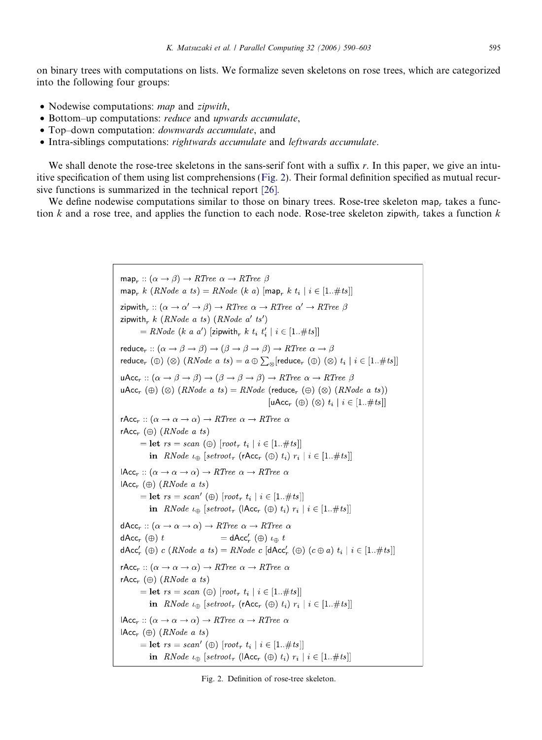on binary trees with computations on lists. We formalize seven skeletons on rose trees, which are categorized into the following four groups:

- Nodewise computations: *map* and *zipwith*,
- Bottom–up computations: *reduce* and *upwards accumulate*,
- Top–down computation: *downwards accumulate*, and
- Intra-siblings computations: *rightwards accumulate* and *leftwards accumulate*.

We shall denote the rose-tree skeletons in the sans-serif font with a suffix *r*. In this paper, we give an intuitive specification of them using list comprehensions (Fig. 2). Their formal definition specified as mutual recursive functions is summarized in the technical report [26].

We define nodewise computations similar to those on binary trees. Rose-tree skeleton $\mathsf{map}_r$ takes a function $k$ and a rose tree, and applies the function to each node. Rose-tree skeleton $\mathsf{zipwith}_r$ takes a function $k$

$$
\begin{aligned}
&\mathsf{map}_r :: (\alpha \to \beta) \to \mathit{RTree}\ \alpha \to \mathit{RTree}\ \beta \\
&\mathsf{map}_r\ k\ (\mathit{RNode}\ a\ ts) = \mathit{RNode}\ (k\ a)\ [\mathsf{map}_r\ k\ t_i \mid i \in [1..\#ts]] \\
&\mathsf{zipwith}_r :: (\alpha \to \alpha' \to \beta) \to \mathit{RTree}\ \alpha \to \mathit{RTree}\ \alpha' \to \mathit{RTree}\ \beta \\
&\mathsf{zipwith}_r\ k\ (\mathit{RNode}\ a\ ts)\ (\mathit{RNode}\ a'\ ts') \\
&\qquad = \mathit{RNode}\ (k\ a\ a')\ [\mathsf{zipwith}_r\ k\ t_i\ t'_i \mid i \in [1..\#ts]] \\
&\mathsf{reduce}_r :: (\alpha \to \beta \to \beta) \to (\beta \to \beta \to \beta) \to \mathit{RTree}\ \alpha \to \beta \\
&\mathsf{reduce}_r\ (\oplus)\ (\otimes)\ (\mathit{RNode}\ a\ ts) = a \oplus \textstyle\sum_{\otimes}[\mathsf{reduce}_r\ (\oplus)\ (\otimes)\ t_i \mid i \in [1..\#ts]] \\
&\mathsf{uAcc}_r :: (\alpha \to \beta \to \beta) \to (\beta \to \beta \to \beta) \to \mathit{RTree}\ \alpha \to \mathit{RTree}\ \beta \\
&\mathsf{uAcc}_r\ (\oplus)\ (\otimes)\ (\mathit{RNode}\ a\ ts) = \mathit{RNode}\ (\mathsf{reduce}_r\ (\oplus)\ (\otimes)\ (\mathit{RNode}\ a\ ts)) \\
&\qquad\qquad\qquad\qquad\qquad\qquad\qquad [\mathsf{uAcc}_r\ (\oplus)\ (\otimes)\ t_i \mid i \in [1..\#ts]] \\
&\mathsf{rAcc}_r :: (\alpha \to \alpha \to \alpha) \to \mathit{RTree}\ \alpha \to \mathit{RTree}\ \alpha \\
&\mathsf{rAcc}_r\ (\oplus)\ (\mathit{RNode}\ a\ ts) \\
&\qquad = \mathbf{let}\ rs = \mathit{scan}\ (\oplus)\ [\mathit{root}_r\ t_i \mid i \in [1..\#ts]] \\
&\qquad\quad\ \mathbf{in}\ \ \mathit{RNode}\ \iota_{\oplus}\ [\mathit{setroot}_r\ (\mathsf{rAcc}_r\ (\oplus)\ t_i)\ r_i \mid i \in [1..\#ts]] \\
&\mathsf{lAcc}_r :: (\alpha \to \alpha \to \alpha) \to \mathit{RTree}\ \alpha \to \mathit{RTree}\ \alpha \\
&\mathsf{lAcc}_r\ (\oplus)\ (\mathit{RNode}\ a\ ts) \\
&\qquad = \mathbf{let}\ rs = \mathit{scan}'\ (\oplus)\ [\mathit{root}_r\ t_i \mid i \in [1..\#ts]] \\
&\qquad\quad\ \mathbf{in}\ \ \mathit{RNode}\ \iota_{\oplus}\ [\mathit{setroot}_r\ (\mathsf{lAcc}_r\ (\oplus)\ t_i)\ r_i \mid i \in [1..\#ts]] \\
&\mathsf{dAcc}_r :: (\alpha \to \alpha \to \alpha) \to \mathit{RTree}\ \alpha \to \mathit{RTree}\ \alpha \\
&\mathsf{dAcc}_r\ (\oplus)\ t \qquad\qquad\qquad = \mathsf{dAcc}'_r\ (\oplus)\ \iota_{\oplus}\ t \\
&\mathsf{dAcc}'_r\ (\oplus)\ c\ (\mathit{RNode}\ a\ ts) = \mathit{RNode}\ c\ [\mathsf{dAcc}'_r\ (\oplus)\ (c \oplus a)\ t_i \mid i \in [1..\#ts]] \\
&\mathsf{rAcc}_r :: (\alpha \to \alpha \to \alpha) \to \mathit{RTree}\ \alpha \to \mathit{RTree}\ \alpha \\
&\mathsf{rAcc}_r\ (\oplus)\ (\mathit{RNode}\ a\ ts) \\
&\qquad = \mathbf{let}\ rs = \mathit{scan}\ (\oplus)\ [\mathit{root}_r\ t_i \mid i \in [1..\#ts]] \\
&\qquad\quad\ \mathbf{in}\ \ \mathit{RNode}\ \iota_{\oplus}\ [\mathit{setroot}_r\ (\mathsf{rAcc}_r\ (\oplus)\ t_i)\ r_i \mid i \in [1..\#ts]] \\
&\mathsf{lAcc}_r :: (\alpha \to \alpha \to \alpha) \to \mathit{RTree}\ \alpha \to \mathit{RTree}\ \alpha \\
&\mathsf{lAcc}_r\ (\oplus)\ (\mathit{RNode}\ a\ ts) \\
&\qquad = \mathbf{let}\ rs = \mathit{scan}'\ (\oplus)\ [\mathit{root}_r\ t_i \mid i \in [1..\#ts]] \\
&\qquad\quad\ \mathbf{in}\ \ \mathit{RNode}\ \iota_{\oplus}\ [\mathit{setroot}_r\ (\mathsf{lAcc}_r\ (\oplus)\ t_i)\ r_i \mid i \in [1..\#ts]]
\end{aligned}
$$

Fig. 2. Definition of rose-tree skeleton.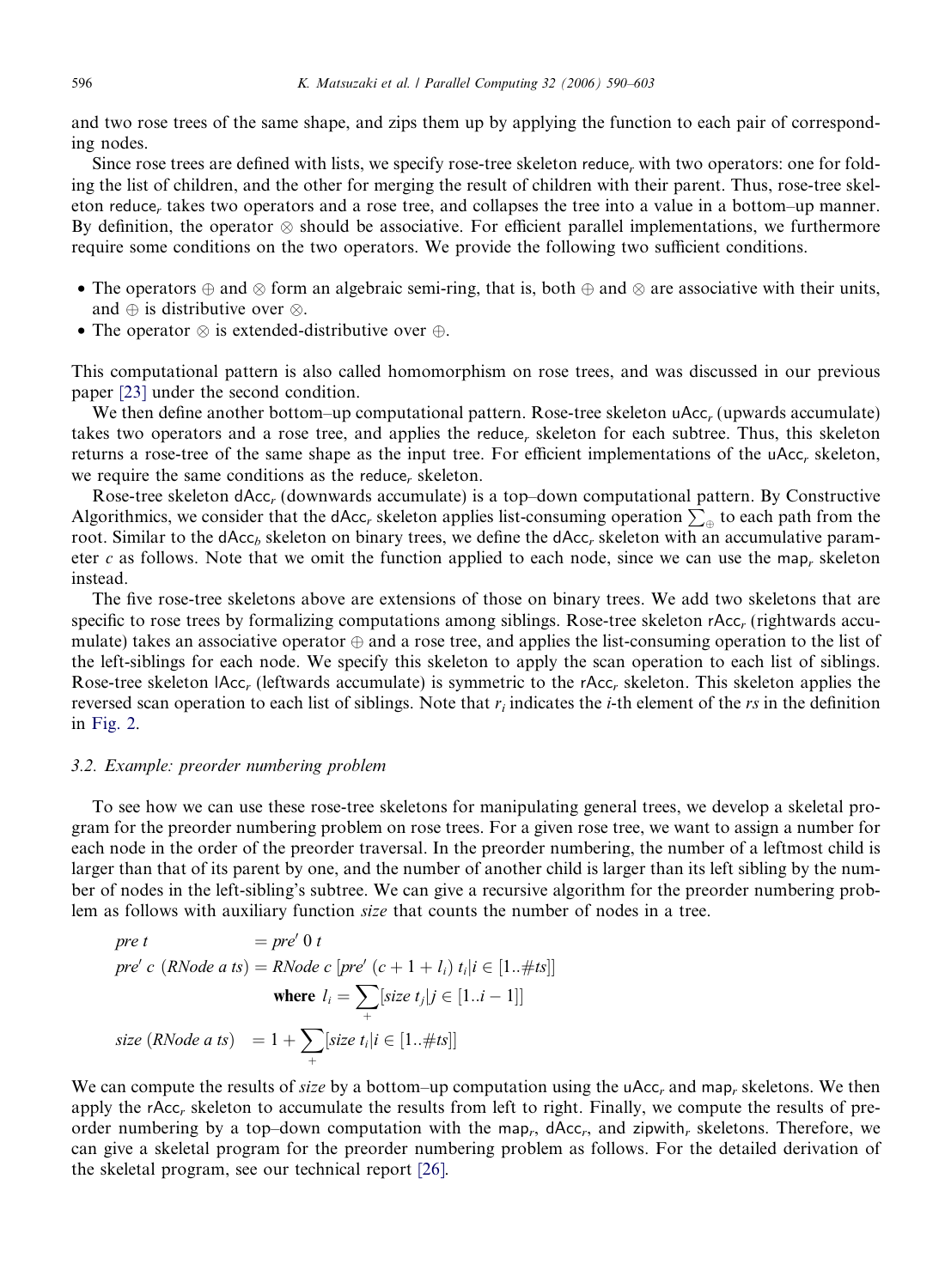and two rose trees of the same shape, and zips them up by applying the function to each pair of corresponding nodes.

Since rose trees are defined with lists, we specify rose-tree skeleton $\mathsf{reduce}_r$ with two operators: one for folding the list of children, and the other for merging the result of children with their parent. Thus, rose-tree skeleton $\mathsf{reduce}_r$ takes two operators and a rose tree, and collapses the tree into a value in a bottom–up manner. By definition, the operator $\otimes$ should be associative. For efficient parallel implementations, we furthermore require some conditions on the two operators. We provide the following two sufficient conditions.

- The operators $\oplus$ and $\otimes$ form an algebraic semi-ring, that is, both $\oplus$ and $\otimes$ are associative with their units, and $\oplus$ is distributive over $\otimes$.
- The operator $\otimes$ is extended-distributive over $\oplus$.

This computational pattern is also called homomorphism on rose trees, and was discussed in our previous paper [23] under the second condition.

We then define another bottom–up computational pattern. Rose-tree skeleton $\mathsf{uAcc}_r$ (upwards accumulate) takes two operators and a rose tree, and applies the $\mathsf{reduce}_r$ skeleton for each subtree. Thus, this skeleton returns a rose-tree of the same shape as the input tree. For efficient implementations of the $\mathsf{uAcc}_r$ skeleton, we require the same conditions as the $\mathsf{reduce}_r$ skeleton.

Rose-tree skeleton $\mathsf{dAcc}_r$ (downwards accumulate) is a top–down computational pattern. By Constructive Algorithmics, we consider that the $\mathsf{dAcc}_r$ skeleton applies list-consuming operation $\sum_{\oplus}$ to each path from the root. Similar to the $\mathsf{dAcc}_b$ skeleton on binary trees, we define the $\mathsf{dAcc}_r$ skeleton with an accumulative parameter $c$ as follows. Note that we omit the function applied to each node, since we can use the $\mathsf{map}_r$ skeleton instead.

The five rose-tree skeletons above are extensions of those on binary trees. We add two skeletons that are specific to rose trees by formalizing computations among siblings. Rose-tree skeleton $\mathsf{rAcc}_r$ (rightwards accumulate) takes an associative operator $\oplus$ and a rose tree, and applies the list-consuming operation to the list of the left-siblings for each node. We specify this skeleton to apply the scan operation to each list of siblings. Rose-tree skeleton $\mathsf{lAcc}_r$ (leftwards accumulate) is symmetric to the $\mathsf{rAcc}_r$ skeleton. This skeleton applies the reversed scan operation to each list of siblings. Note that $r_i$ indicates the $i$-th element of the $rs$ in the definition in Fig. 2.

### 3.2. Example: preorder numbering problem

To see how we can use these rose-tree skeletons for manipulating general trees, we develop a skeletal program for the preorder numbering problem on rose trees. For a given rose tree, we want to assign a number for each node in the order of the preorder traversal. In the preorder numbering, the number of a leftmost child is larger than that of its parent by one, and the number of another child is larger than its left sibling by the number of nodes in the left-sibling's subtree. We can give a recursive algorithm for the preorder numbering problem as follows with auxiliary function *size* that counts the number of nodes in a tree.

$$
\begin{aligned}
&\mathit{pre}\ t && = \mathit{pre}'\ 0\ t \\
&\mathit{pre}'\ c\ (\mathit{RNode}\ a\ ts) && = \mathit{RNode}\ c\ [\mathit{pre}'\ (c+1+l_i)\ t_i \mid i \in [1..\#ts]] \\
& && \qquad \textbf{where}\ l_i = \sum_{+} [\mathit{size}\ t_j \mid j \in [1..i-1]] \\
&\mathit{size}\ (\mathit{RNode}\ a\ ts) && = 1 + \sum_{+} [\mathit{size}\ t_i \mid i \in [1..\#ts]]
\end{aligned}
$$

We can compute the results of *size* by a bottom–up computation using the $\mathsf{uAcc}_r$ and $\mathsf{map}_r$ skeletons. We then apply the $\mathsf{rAcc}_r$ skeleton to accumulate the results from left to right. Finally, we compute the results of preorder numbering by a top–down computation with the $\mathsf{map}_r$, $\mathsf{dAcc}_r$, and $\mathsf{zipwith}_r$ skeletons. Therefore, we can give a skeletal program for the preorder numbering problem as follows. For the detailed derivation of the skeletal program, see our technical report [26].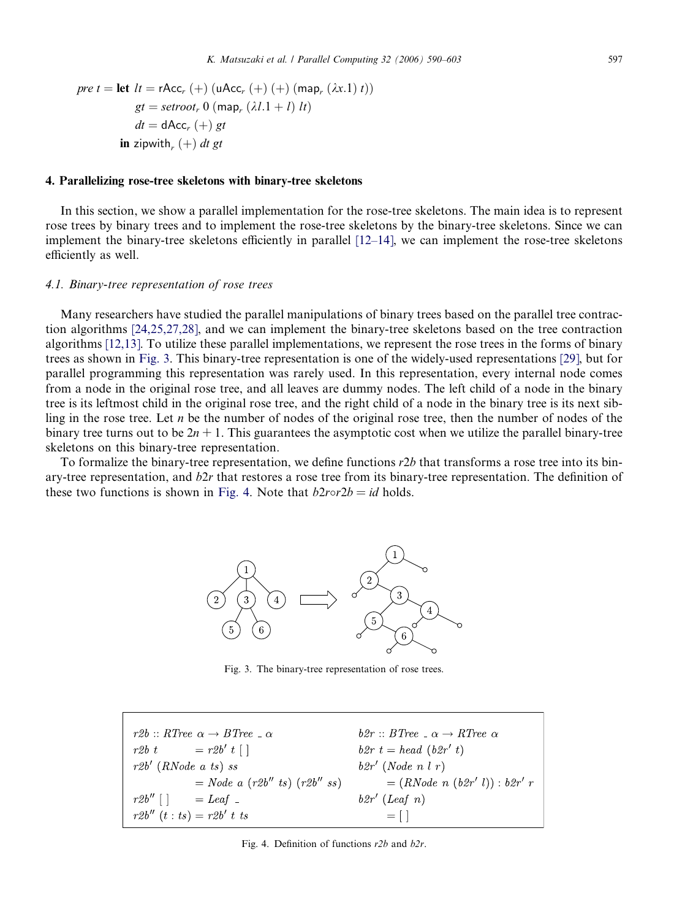$$
\begin{aligned}
pre\ t = \mathbf{let}\ & lt = \mathsf{rAcc}_r\ (+)\ (\mathsf{uAcc}_r\ (+)\ (+)\ (\mathsf{map}_r\ (\lambda x.1)\ t)) \\
& gt = setroot_r\ 0\ (\mathsf{map}_r\ (\lambda l.1 + l)\ lt) \\
& dt = \mathsf{dAcc}_r\ (+)\ gt \\
\mathbf{in}\ & \mathsf{zipwith}_r\ (+)\ dt\ gt
\end{aligned}
$$

## 4. Parallelizing rose-tree skeletons with binary-tree skeletons

In this section, we show a parallel implementation for the rose-tree skeletons. The main idea is to represent rose trees by binary trees and to implement the rose-tree skeletons by the binary-tree skeletons. Since we can implement the binary-tree skeletons efficiently in parallel [12–14], we can implement the rose-tree skeletons efficiently as well.

### 4.1. Binary-tree representation of rose trees

Many researchers have studied the parallel manipulations of binary trees based on the parallel tree contraction algorithms [24,25,27,28], and we can implement the binary-tree skeletons based on the tree contraction algorithms [12,13]. To utilize these parallel implementations, we represent the rose trees in the forms of binary trees as shown in Fig. 3. This binary-tree representation is one of the widely-used representations [29], but for parallel programming this representation was rarely used. In this representation, every internal node comes from a node in the original rose tree, and all leaves are dummy nodes. The left child of a node in the binary tree is its leftmost child in the original rose tree, and the right child of a node in the binary tree is its next sibling in the rose tree. Let $n$ be the number of nodes of the original rose tree, then the number of nodes of the binary tree turns out to be $2n + 1$. This guarantees the asymptotic cost when we utilize the parallel binary-tree skeletons on this binary-tree representation.

To formalize the binary-tree representation, we define functions $r2b$ that transforms a rose tree into its binary-tree representation, and $b2r$ that restores a rose tree from its binary-tree representation. The definition of these two functions is shown in Fig. 4. Note that $b2r \circ r2b = id$ holds.

Fig. 3. The binary-tree representation of rose trees.

```
r2b :: RTree α → BTree _ α              b2r :: BTree _ α → RTree α
r2b t        = r2b' t [ ]               b2r t = head (b2r' t)
r2b' (RNode a ts) ss                    b2r' (Node n l r)
        = Node a (r2b'' ts) (r2b'' ss)          = (RNode n (b2r' l)) : b2r' r
r2b'' [ ]    = Leaf _                   b2r' (Leaf n)
r2b'' (t : ts) = r2b' t ts                      = [ ]
```

Fig. 4. Definition of functions $r2b$ and $b2r$.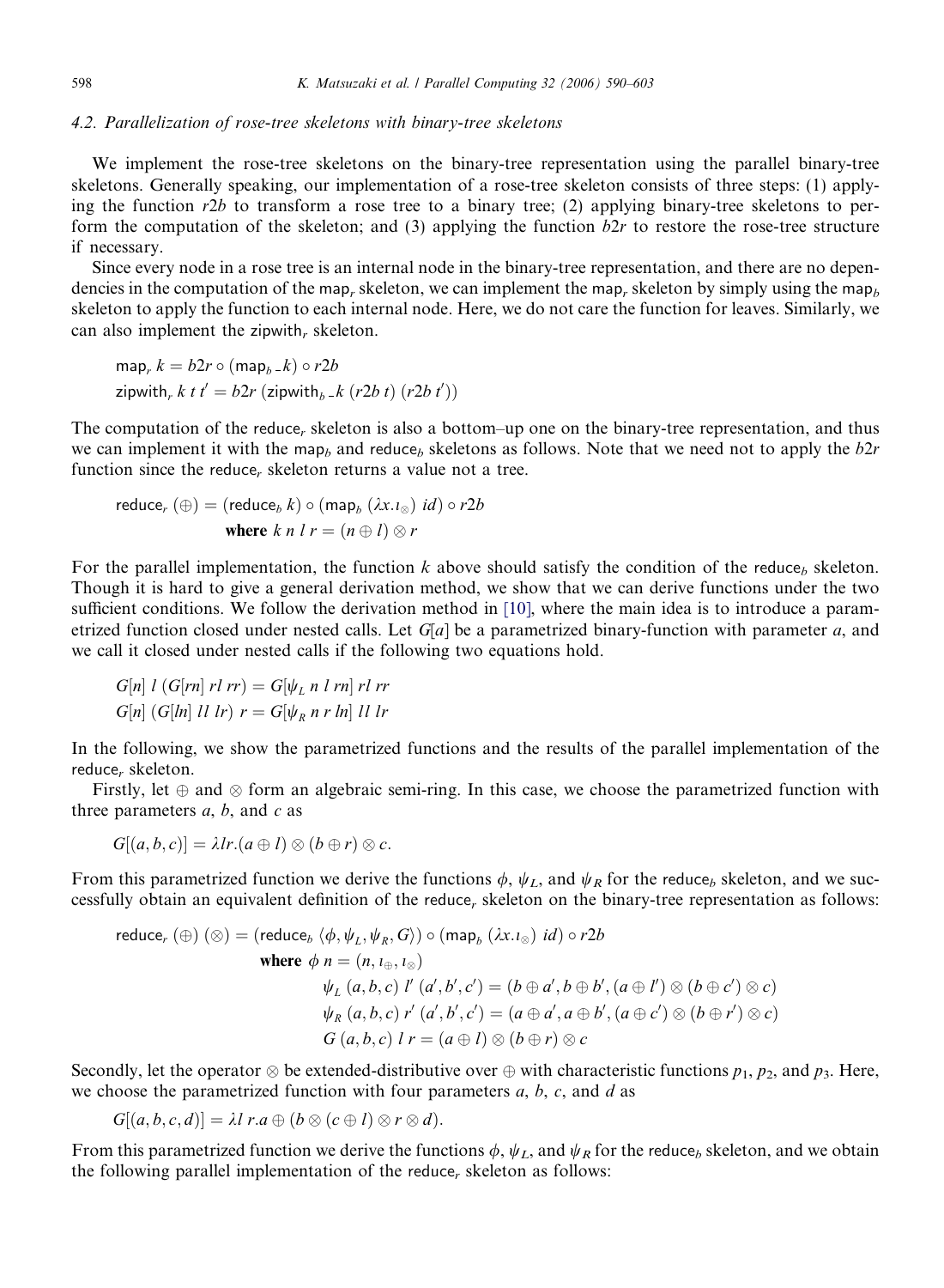### 4.2. Parallelization of rose-tree skeletons with binary-tree skeletons

We implement the rose-tree skeletons on the binary-tree representation using the parallel binary-tree skeletons. Generally speaking, our implementation of a rose-tree skeleton consists of three steps: (1) applying the function $r2b$ to transform a rose tree to a binary tree; (2) applying binary-tree skeletons to perform the computation of the skeleton; and (3) applying the function $b2r$ to restore the rose-tree structure if necessary.

Since every node in a rose tree is an internal node in the binary-tree representation, and there are no dependencies in the computation of the $\mathsf{map}_r$ skeleton, we can implement the $\mathsf{map}_r$ skeleton by simply using the $\mathsf{map}_b$ skeleton to apply the function to each internal node. Here, we do not care the function for leaves. Similarly, we can also implement the $\mathsf{zipwith}_r$ skeleton.

$$\mathsf{map}_r\ k = b2r \circ (\mathsf{map}_b\ \_k) \circ r2b$$
$$\mathsf{zipwith}_r\ k\ t\ t' = b2r\ (\mathsf{zipwith}_b\ \_k\ (r2b\ t)\ (r2b\ t'))$$

The computation of the $\mathsf{reduce}_r$ skeleton is also a bottom–up one on the binary-tree representation, and thus we can implement it with the $\mathsf{map}_b$ and $\mathsf{reduce}_b$ skeletons as follows. Note that we need not to apply the $b2r$ function since the $\mathsf{reduce}_r$ skeleton returns a value not a tree.

$$\mathsf{reduce}_r\ (\oplus) = (\mathsf{reduce}_b\ k) \circ (\mathsf{map}_b\ (\lambda x.\iota_\otimes)\ id) \circ r2b$$
$$\textbf{where}\ k\ n\ l\ r = (n \oplus l) \otimes r$$

For the parallel implementation, the function $k$ above should satisfy the condition of the $\mathsf{reduce}_b$ skeleton. Though it is hard to give a general derivation method, we show that we can derive functions under the two sufficient conditions. We follow the derivation method in [10], where the main idea is to introduce a parametrized function closed under nested calls. Let $G[a]$ be a parametrized binary-function with parameter $a$, and we call it closed under nested calls if the following two equations hold.

$$G[n]\ l\ (G[rn]\ rl\ rr) = G[\psi_L\ n\ l\ rn]\ rl\ rr$$
$$G[n]\ (G[ln]\ ll\ lr)\ r = G[\psi_R\ n\ r\ ln]\ ll\ lr$$

In the following, we show the parametrized functions and the results of the parallel implementation of the $\mathsf{reduce}_r$ skeleton.

Firstly, let $\oplus$ and $\otimes$ form an algebraic semi-ring. In this case, we choose the parametrized function with three parameters $a$, $b$, and $c$ as

$$G[(a,b,c)] = \lambda lr.(a \oplus l) \otimes (b \oplus r) \otimes c.$$

From this parametrized function we derive the functions $\phi$, $\psi_L$, and $\psi_R$ for the $\mathsf{reduce}_b$ skeleton, and we successfully obtain an equivalent definition of the $\mathsf{reduce}_r$ skeleton on the binary-tree representation as follows:

$$\begin{aligned}
\mathsf{reduce}_r\ (\oplus)\ (\otimes) = {} & (\mathsf{reduce}_b\ \langle \phi, \psi_L, \psi_R, G\rangle) \circ (\mathsf{map}_b\ (\lambda x.\iota_\otimes)\ id) \circ r2b \\
\textbf{where}\ & \phi\ n = (n, \iota_\oplus, \iota_\otimes) \\
& \psi_L\ (a,b,c)\ l'\ (a',b',c') = (b \oplus a', b \oplus b', (a \oplus l') \otimes (b \oplus c') \otimes c) \\
& \psi_R\ (a,b,c)\ r'\ (a',b',c') = (a \oplus a', a \oplus b', (a \oplus c') \otimes (b \oplus r') \otimes c) \\
& G\ (a,b,c)\ l\ r = (a \oplus l) \otimes (b \oplus r) \otimes c
\end{aligned}$$

Secondly, let the operator $\otimes$ be extended-distributive over $\oplus$ with characteristic functions $p_1$, $p_2$, and $p_3$. Here, we choose the parametrized function with four parameters $a$, $b$, $c$, and $d$ as

$$G[(a,b,c,d)] = \lambda l\ r.a \oplus (b \otimes (c \oplus l) \otimes r \otimes d).$$

From this parametrized function we derive the functions $\phi$, $\psi_L$, and $\psi_R$ for the $\mathsf{reduce}_b$ skeleton, and we obtain the following parallel implementation of the $\mathsf{reduce}_r$ skeleton as follows: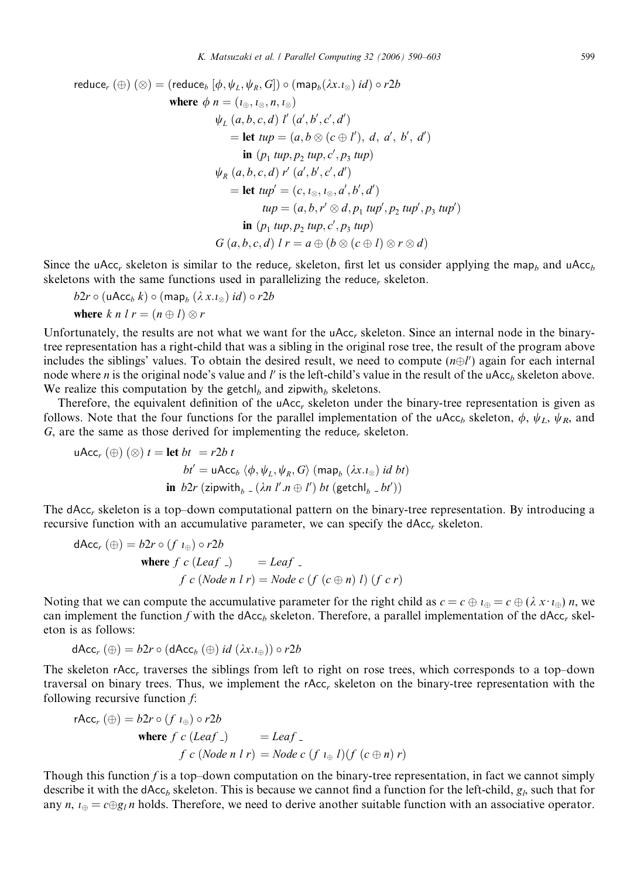$$
\begin{aligned}
\mathsf{reduce}_r\ (\oplus)\ (\otimes) = (&\mathsf{reduce}_b\ [\phi, \psi_L, \psi_R, G]) \circ (\mathsf{map}_b (\lambda x.\iota_\otimes)\ id) \circ r2b \\
&\textbf{where}\ \phi\ n = (\iota_\oplus, \iota_\otimes, n, \iota_\otimes) \\
&\qquad \psi_L\ (a,b,c,d)\ l'\ (a',b',c',d') \\
&\qquad\quad = \textbf{let}\ tup = (a, b \otimes (c \oplus l'),\ d,\ a',\ b',\ d') \\
&\qquad\qquad \textbf{in}\ (p_1\ tup, p_2\ tup, c', p_3\ tup) \\
&\qquad \psi_R\ (a,b,c,d)\ r'\ (a',b',c',d') \\
&\qquad\quad = \textbf{let}\ tup' = (c, \iota_\otimes, \iota_\otimes, a', b', d') \\
&\qquad\qquad\qquad tup = (a, b, r' \otimes d, p_1\ tup', p_2\ tup', p_3\ tup') \\
&\qquad\qquad \textbf{in}\ (p_1\ tup, p_2\ tup, c', p_3\ tup) \\
&\qquad G\ (a,b,c,d)\ l\ r = a \oplus (b \otimes (c \oplus l) \otimes r \otimes d)
\end{aligned}
$$

Since the $\mathsf{uAcc}_r$ skeleton is similar to the $\mathsf{reduce}_r$ skeleton, first let us consider applying the $\mathsf{map}_b$ and $\mathsf{uAcc}_b$ skeletons with the same functions used in parallelizing the $\mathsf{reduce}_r$ skeleton.

$$
\begin{aligned}
&b2r \circ (\mathsf{uAcc}_b\ k) \circ (\mathsf{map}_b\ (\lambda\, x.\iota_\otimes)\ id) \circ r2b \\
&\textbf{where}\ k\ n\ l\ r = (n \oplus l) \otimes r
\end{aligned}
$$

Unfortunately, the results are not what we want for the $\mathsf{uAcc}_r$ skeleton. Since an internal node in the binary-tree representation has a right-child that was a sibling in the original rose tree, the result of the program above includes the siblings' values. To obtain the desired result, we need to compute $(n \oplus l')$ again for each internal node where $n$ is the original node's value and $l'$ is the left-child's value in the result of the $\mathsf{uAcc}_b$ skeleton above. We realize this computation by the $\mathsf{getchl}_b$ and $\mathsf{zipwith}_b$ skeletons.

Therefore, the equivalent definition of the $\mathsf{uAcc}_r$ skeleton under the binary-tree representation is given as follows. Note that the four functions for the parallel implementation of the $\mathsf{uAcc}_b$ skeleton, $\phi$, $\psi_L$, $\psi_R$, and $G$, are the same as those derived for implementing the $\mathsf{reduce}_r$ skeleton.

$$
\begin{aligned}
\mathsf{uAcc}_r\ (\oplus)\ (\otimes)\ t = \textbf{let}\ &bt\ = r2b\ t \\
&bt' = \mathsf{uAcc}_b\ \langle \phi, \psi_L, \psi_R, G \rangle\ (\mathsf{map}_b\ (\lambda x.\iota_\otimes)\ id\ bt) \\
\textbf{in}\ &b2r\ (\mathsf{zipwith}_b\ \_\ (\lambda n\ l'.n \oplus l')\ bt\ (\mathsf{getchl}_b\ \_\ bt'))
\end{aligned}
$$

The $\mathsf{dAcc}_r$ skeleton is a top–down computational pattern on the binary-tree representation. By introducing a recursive function with an accumulative parameter, we can specify the $\mathsf{dAcc}_r$ skeleton.

$$
\begin{aligned}
\mathsf{dAcc}_r\ (\oplus) = b2r \circ (f\ \iota_\oplus) \circ r2b \\
\textbf{where}\ &f\ c\ (Leaf\ \_) \qquad = Leaf\ \_ \\
&f\ c\ (Node\ n\ l\ r) = Node\ c\ (f\ (c \oplus n)\ l)\ (f\ c\ r)
\end{aligned}
$$

Noting that we can compute the accumulative parameter for the right child as $c = c \oplus \iota_\oplus = c \oplus (\lambda\ x \cdot \iota_\oplus)\ n$, we can implement the function $f$ with the $\mathsf{dAcc}_b$ skeleton. Therefore, a parallel implementation of the $\mathsf{dAcc}_r$ skeleton is as follows:

$$
\mathsf{dAcc}_r\ (\oplus) = b2r \circ (\mathsf{dAcc}_b\ (\oplus)\ id\ (\lambda x.\iota_\oplus)) \circ r2b
$$

The skeleton $\mathsf{rAcc}_r$ traverses the siblings from left to right on rose trees, which corresponds to a top–down traversal on binary trees. Thus, we implement the $\mathsf{rAcc}_r$ skeleton on the binary-tree representation with the following recursive function $f$:

$$
\begin{aligned}
\mathsf{rAcc}_r\ (\oplus) = b2r \circ (f\ \iota_\oplus) \circ r2b \\
\textbf{where}\ &f\ c\ (Leaf\ \_) \qquad = Leaf\ \_ \\
&f\ c\ (Node\ n\ l\ r) = Node\ c\ (f\ \iota_\oplus\ l)(f\ (c \oplus n)\ r)
\end{aligned}
$$

Though this function $f$ is a top–down computation on the binary-tree representation, in fact we cannot simply describe it with the $\mathsf{dAcc}_b$ skeleton. This is because we cannot find a function for the left-child, $g_l$, such that for any $n$, $\iota_\oplus = c \oplus g_l\ n$ holds. Therefore, we need to derive another suitable function with an associative operator.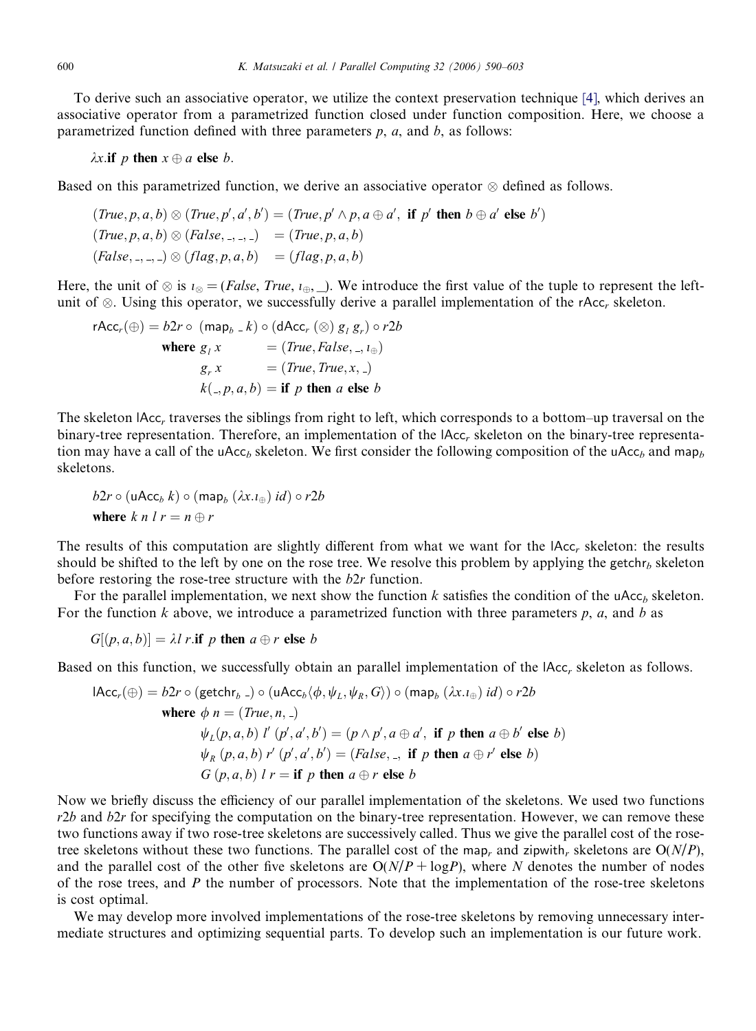To derive such an associative operator, we utilize the context preservation technique [4], which derives an associative operator from a parametrized function closed under function composition. Here, we choose a parametrized function defined with three parameters $p$, $a$, and $b$, as follows:

$$\lambda x.\textbf{if } p \textbf{ then } x \oplus a \textbf{ else } b.$$

Based on this parametrized function, we derive an associative operator $\otimes$ defined as follows.

$$
\begin{aligned}
(True, p, a, b) \otimes (True, p', a', b') &= (True, p' \wedge p, a \oplus a', \ \textbf{if } p' \textbf{ then } b \oplus a' \textbf{ else } b') \\
(True, p, a, b) \otimes (False, \_, \_, \_) &= (True, p, a, b) \\
(False, \_, \_, \_) \otimes (flag, p, a, b) &= (flag, p, a, b)
\end{aligned}
$$

Here, the unit of $\otimes$ is $\iota_\otimes = (False, True, \iota_\oplus, \_)$. We introduce the first value of the tuple to represent the left-unit of $\otimes$. Using this operator, we successfully derive a parallel implementation of the $\mathsf{rAcc}_r$ skeleton.

$$
\begin{aligned}
\mathsf{rAcc}_r(\oplus) = b2r \circ (\mathsf{map}_b \ \_ \ k) \circ (\mathsf{dAcc}_r \ (\otimes) \ g_l \ g_r) \circ r2b \\
\textbf{where } g_l \ x &= (True, False, \_, \iota_\oplus) \\
g_r \ x &= (True, True, x, \_) \\
k(\_, p, a, b) &= \textbf{if } p \textbf{ then } a \textbf{ else } b
\end{aligned}
$$

The skeleton $\mathsf{lAcc}_r$ traverses the siblings from right to left, which corresponds to a bottom–up traversal on the binary-tree representation. Therefore, an implementation of the $\mathsf{lAcc}_r$ skeleton on the binary-tree representation may have a call of the $\mathsf{uAcc}_b$ skeleton. We first consider the following composition of the $\mathsf{uAcc}_b$ and $\mathsf{map}_b$ skeletons.

$$
\begin{aligned}
& b2r \circ (\mathsf{uAcc}_b \ k) \circ (\mathsf{map}_b \ (\lambda x.\iota_\oplus) \ id) \circ r2b \\
& \textbf{where } k \ n \ l \ r = n \oplus r
\end{aligned}
$$

The results of this computation are slightly different from what we want for the $\mathsf{lAcc}_r$ skeleton: the results should be shifted to the left by one on the rose tree. We resolve this problem by applying the $\mathsf{getchr}_b$ skeleton before restoring the rose-tree structure with the $b2r$ function.

For the parallel implementation, we next show the function $k$ satisfies the condition of the $\mathsf{uAcc}_b$ skeleton. For the function $k$ above, we introduce a parametrized function with three parameters $p$, $a$, and $b$ as

$$G[(p, a, b)] = \lambda l \ r.\textbf{if } p \textbf{ then } a \oplus r \textbf{ else } b$$

Based on this function, we successfully obtain an parallel implementation of the $\mathsf{lAcc}_r$ skeleton as follows.

$$
\begin{aligned}
\mathsf{lAcc}_r(\oplus) = b2r \circ (\mathsf{getchr}_b \ \_) \circ (\mathsf{uAcc}_b \langle \phi, \psi_L, \psi_R, G \rangle) \circ (\mathsf{map}_b \ (\lambda x.\iota_\oplus) \ id) \circ r2b \\
\textbf{where } \phi \ n &= (True, n, \_) \\
\psi_L(p, a, b) \ l' \ (p', a', b') &= (p \wedge p', a \oplus a', \ \textbf{if } p \textbf{ then } a \oplus b' \textbf{ else } b) \\
\psi_R \ (p, a, b) \ r' \ (p', a', b') &= (False, \_, \ \textbf{if } p \textbf{ then } a \oplus r' \textbf{ else } b) \\
G \ (p, a, b) \ l \ r &= \textbf{if } p \textbf{ then } a \oplus r \textbf{ else } b
\end{aligned}
$$

Now we briefly discuss the efficiency of our parallel implementation of the skeletons. We used two functions $r2b$ and $b2r$ for specifying the computation on the binary-tree representation. However, we can remove these two functions away if two rose-tree skeletons are successively called. Thus we give the parallel cost of the rose-tree skeletons without these two functions. The parallel cost of the $\mathsf{map}_r$ and $\mathsf{zipwith}_r$ skeletons are $O(N/P)$, and the parallel cost of the other five skeletons are $O(N/P + \log P)$, where $N$ denotes the number of nodes of the rose trees, and $P$ the number of processors. Note that the implementation of the rose-tree skeletons is cost optimal.

We may develop more involved implementations of the rose-tree skeletons by removing unnecessary intermediate structures and optimizing sequential parts. To develop such an implementation is our future work.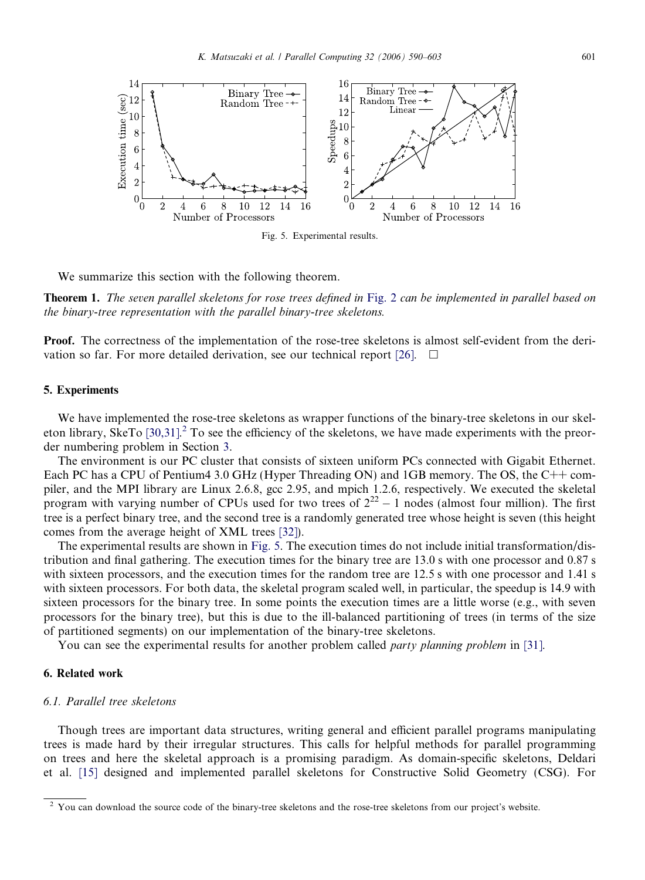Fig. 5. Experimental results.

We summarize this section with the following theorem.

**Theorem 1.** *The seven parallel skeletons for rose trees defined in Fig. 2 can be implemented in parallel based on the binary-tree representation with the parallel binary-tree skeletons.*

**Proof.** The correctness of the implementation of the rose-tree skeletons is almost self-evident from the derivation so far. For more detailed derivation, see our technical report [26]. □

## 5. Experiments

We have implemented the rose-tree skeletons as wrapper functions of the binary-tree skeletons in our skeleton library, SkeTo [30,31].[2] To see the efficiency of the skeletons, we have made experiments with the preorder numbering problem in Section 3.

The environment is our PC cluster that consists of sixteen uniform PCs connected with Gigabit Ethernet. Each PC has a CPU of Pentium4 3.0 GHz (Hyper Threading ON) and 1GB memory. The OS, the C++ compiler, and the MPI library are Linux 2.6.8, gcc 2.95, and mpich 1.2.6, respectively. We executed the skeletal program with varying number of CPUs used for two trees of $2^{22} - 1$ nodes (almost four million). The first tree is a perfect binary tree, and the second tree is a randomly generated tree whose height is seven (this height comes from the average height of XML trees [32]).

The experimental results are shown in Fig. 5. The execution times do not include initial transformation/distribution and final gathering. The execution times for the binary tree are 13.0 s with one processor and 0.87 s with sixteen processors, and the execution times for the random tree are 12.5 s with one processor and 1.41 s with sixteen processors. For both data, the skeletal program scaled well, in particular, the speedup is 14.9 with sixteen processors for the binary tree. In some points the execution times are a little worse (e.g., with seven processors for the binary tree), but this is due to the ill-balanced partitioning of trees (in terms of the size of partitioned segments) on our implementation of the binary-tree skeletons.

You can see the experimental results for another problem called *party planning problem* in [31].

## 6. Related work

### 6.1. Parallel tree skeletons

Though trees are important data structures, writing general and efficient parallel programs manipulating trees is made hard by their irregular structures. This calls for helpful methods for parallel programming on trees and here the skeletal approach is a promising paradigm. As domain-specific skeletons, Deldari et al. [15] designed and implemented parallel skeletons for Constructive Solid Geometry (CSG). For

[2] You can download the source code of the binary-tree skeletons and the rose-tree skeletons from our project's website.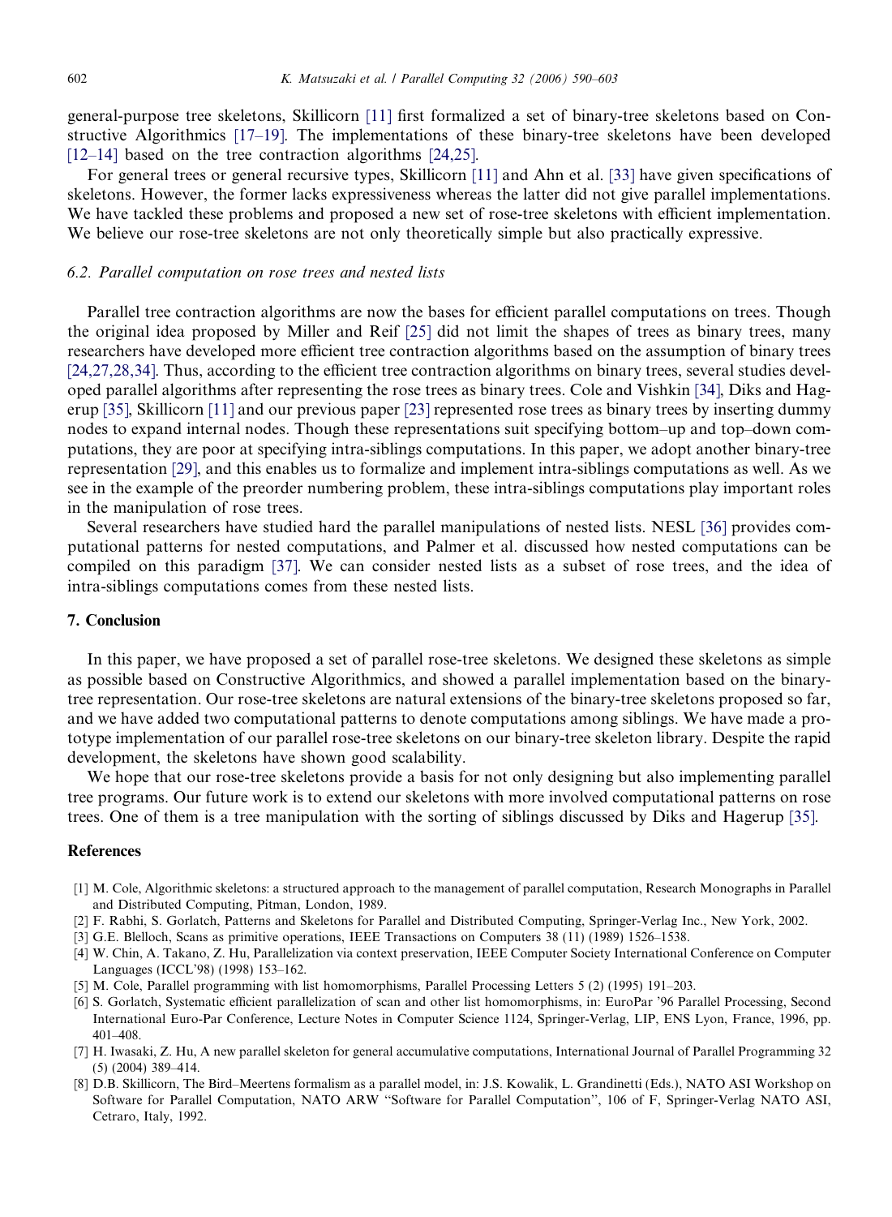general-purpose tree skeletons, Skillicorn [11] first formalized a set of binary-tree skeletons based on Constructive Algorithmics [17–19]. The implementations of these binary-tree skeletons have been developed [12–14] based on the tree contraction algorithms [24,25].

For general trees or general recursive types, Skillicorn [11] and Ahn et al. [33] have given specifications of skeletons. However, the former lacks expressiveness whereas the latter did not give parallel implementations. We have tackled these problems and proposed a new set of rose-tree skeletons with efficient implementation. We believe our rose-tree skeletons are not only theoretically simple but also practically expressive.

### 6.2. Parallel computation on rose trees and nested lists

Parallel tree contraction algorithms are now the bases for efficient parallel computations on trees. Though the original idea proposed by Miller and Reif [25] did not limit the shapes of trees as binary trees, many researchers have developed more efficient tree contraction algorithms based on the assumption of binary trees [24,27,28,34]. Thus, according to the efficient tree contraction algorithms on binary trees, several studies developed parallel algorithms after representing the rose trees as binary trees. Cole and Vishkin [34], Diks and Hagerup [35], Skillicorn [11] and our previous paper [23] represented rose trees as binary trees by inserting dummy nodes to expand internal nodes. Though these representations suit specifying bottom–up and top–down computations, they are poor at specifying intra-siblings computations. In this paper, we adopt another binary-tree representation [29], and this enables us to formalize and implement intra-siblings computations as well. As we see in the example of the preorder numbering problem, these intra-siblings computations play important roles in the manipulation of rose trees.

Several researchers have studied hard the parallel manipulations of nested lists. NESL [36] provides computational patterns for nested computations, and Palmer et al. discussed how nested computations can be compiled on this paradigm [37]. We can consider nested lists as a subset of rose trees, and the idea of intra-siblings computations comes from these nested lists.

## 7. Conclusion

In this paper, we have proposed a set of parallel rose-tree skeletons. We designed these skeletons as simple as possible based on Constructive Algorithmics, and showed a parallel implementation based on the binary-tree representation. Our rose-tree skeletons are natural extensions of the binary-tree skeletons proposed so far, and we have added two computational patterns to denote computations among siblings. We have made a prototype implementation of our parallel rose-tree skeletons on our binary-tree skeleton library. Despite the rapid development, the skeletons have shown good scalability.

We hope that our rose-tree skeletons provide a basis for not only designing but also implementing parallel tree programs. Our future work is to extend our skeletons with more involved computational patterns on rose trees. One of them is a tree manipulation with the sorting of siblings discussed by Diks and Hagerup [35].

## References

[1] M. Cole, Algorithmic skeletons: a structured approach to the management of parallel computation, Research Monographs in Parallel and Distributed Computing, Pitman, London, 1989.

[2] F. Rabhi, S. Gorlatch, Patterns and Skeletons for Parallel and Distributed Computing, Springer-Verlag Inc., New York, 2002.

[3] G.E. Blelloch, Scans as primitive operations, IEEE Transactions on Computers 38 (11) (1989) 1526–1538.

[4] W. Chin, A. Takano, Z. Hu, Parallelization via context preservation, IEEE Computer Society International Conference on Computer Languages (ICCL'98) (1998) 153–162.

[5] M. Cole, Parallel programming with list homomorphisms, Parallel Processing Letters 5 (2) (1995) 191–203.

[6] S. Gorlatch, Systematic efficient parallelization of scan and other list homomorphisms, in: EuroPar '96 Parallel Processing, Second International Euro-Par Conference, Lecture Notes in Computer Science 1124, Springer-Verlag, LIP, ENS Lyon, France, 1996, pp. 401–408.

[7] H. Iwasaki, Z. Hu, A new parallel skeleton for general accumulative computations, International Journal of Parallel Programming 32 (5) (2004) 389–414.

[8] D.B. Skillicorn, The Bird–Meertens formalism as a parallel model, in: J.S. Kowalik, L. Grandinetti (Eds.), NATO ASI Workshop on Software for Parallel Computation, NATO ARW "Software for Parallel Computation", 106 of F, Springer-Verlag NATO ASI, Cetraro, Italy, 1992.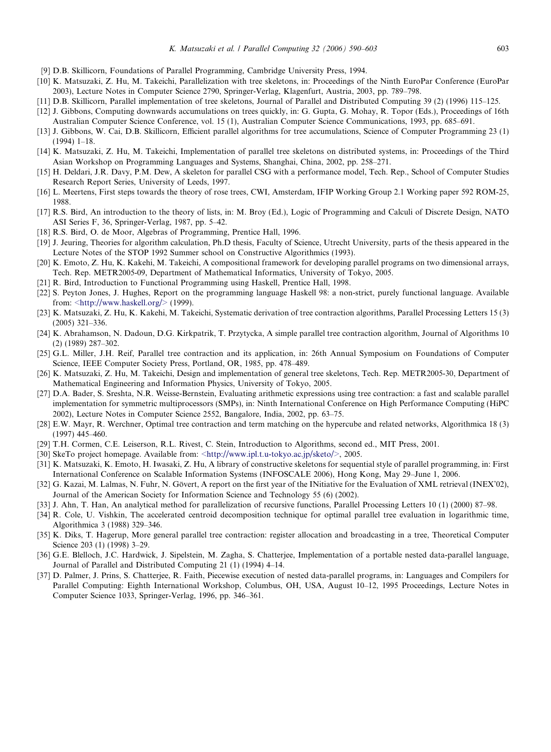[9] D.B. Skillicorn, Foundations of Parallel Programming, Cambridge University Press, 1994.

[10] K. Matsuzaki, Z. Hu, M. Takeichi, Parallelization with tree skeletons, in: Proceedings of the Ninth EuroPar Conference (EuroPar 2003), Lecture Notes in Computer Science 2790, Springer-Verlag, Klagenfurt, Austria, 2003, pp. 789–798.

[11] D.B. Skillicorn, Parallel implementation of tree skeletons, Journal of Parallel and Distributed Computing 39 (2) (1996) 115–125.

[12] J. Gibbons, Computing downwards accumulations on trees quickly, in: G. Gupta, G. Mohay, R. Topor (Eds.), Proceedings of 16th Australian Computer Science Conference, vol. 15 (1), Australian Computer Science Communications, 1993, pp. 685–691.

[13] J. Gibbons, W. Cai, D.B. Skillicorn, Efficient parallel algorithms for tree accumulations, Science of Computer Programming 23 (1) (1994) 1–18.

[14] K. Matsuzaki, Z. Hu, M. Takeichi, Implementation of parallel tree skeletons on distributed systems, in: Proceedings of the Third Asian Workshop on Programming Languages and Systems, Shanghai, China, 2002, pp. 258–271.

[15] H. Deldari, J.R. Davy, P.M. Dew, A skeleton for parallel CSG with a performance model, Tech. Rep., School of Computer Studies Research Report Series, University of Leeds, 1997.

[16] L. Meertens, First steps towards the theory of rose trees, CWI, Amsterdam, IFIP Working Group 2.1 Working paper 592 ROM-25, 1988.

[17] R.S. Bird, An introduction to the theory of lists, in: M. Broy (Ed.), Logic of Programming and Calculi of Discrete Design, NATO ASI Series F, 36, Springer-Verlag, 1987, pp. 5–42.

[18] R.S. Bird, O. de Moor, Algebras of Programming, Prentice Hall, 1996.

[19] J. Jeuring, Theories for algorithm calculation, Ph.D thesis, Faculty of Science, Utrecht University, parts of the thesis appeared in the Lecture Notes of the STOP 1992 Summer school on Constructive Algorithmics (1993).

[20] K. Emoto, Z. Hu, K. Kakehi, M. Takeichi, A compositional framework for developing parallel programs on two dimensional arrays, Tech. Rep. METR2005-09, Department of Mathematical Informatics, University of Tokyo, 2005.

[21] R. Bird, Introduction to Functional Programming using Haskell, Prentice Hall, 1998.

[22] S. Peyton Jones, J. Hughes, Report on the programming language Haskell 98: a non-strict, purely functional language. Available from: <http://www.haskell.org/> (1999).

[23] K. Matsuzaki, Z. Hu, K. Kakehi, M. Takeichi, Systematic derivation of tree contraction algorithms, Parallel Processing Letters 15 (3) (2005) 321–336.

[24] K. Abrahamson, N. Dadoun, D.G. Kirkpatrik, T. Przytycka, A simple parallel tree contraction algorithm, Journal of Algorithms 10 (2) (1989) 287–302.

[25] G.L. Miller, J.H. Reif, Parallel tree contraction and its application, in: 26th Annual Symposium on Foundations of Computer Science, IEEE Computer Society Press, Portland, OR, 1985, pp. 478–489.

[26] K. Matsuzaki, Z. Hu, M. Takeichi, Design and implementation of general tree skeletons, Tech. Rep. METR2005-30, Department of Mathematical Engineering and Information Physics, University of Tokyo, 2005.

[27] D.A. Bader, S. Sreshta, N.R. Weisse-Bernstein, Evaluating arithmetic expressions using tree contraction: a fast and scalable parallel implementation for symmetric multiprocessors (SMPs), in: Ninth International Conference on High Performance Computing (HiPC 2002), Lecture Notes in Computer Science 2552, Bangalore, India, 2002, pp. 63–75.

[28] E.W. Mayr, R. Werchner, Optimal tree contraction and term matching on the hypercube and related networks, Algorithmica 18 (3) (1997) 445–460.

[29] T.H. Cormen, C.E. Leiserson, R.L. Rivest, C. Stein, Introduction to Algorithms, second ed., MIT Press, 2001.

[30] SkeTo project homepage. Available from: <http://www.ipl.t.u-tokyo.ac.jp/sketo/>, 2005.

[31] K. Matsuzaki, K. Emoto, H. Iwasaki, Z. Hu, A library of constructive skeletons for sequential style of parallel programming, in: First International Conference on Scalable Information Systems (INFOSCALE 2006), Hong Kong, May 29–June 1, 2006.

[32] G. Kazai, M. Lalmas, N. Fuhr, N. Gövert, A report on the first year of the INitiative for the Evaluation of XML retrieval (INEX'02), Journal of the American Society for Information Science and Technology 55 (6) (2002).

[33] J. Ahn, T. Han, An analytical method for parallelization of recursive functions, Parallel Processing Letters 10 (1) (2000) 87–98.

[34] R. Cole, U. Vishkin, The accelerated centroid decomposition technique for optimal parallel tree evaluation in logarithmic time, Algorithmica 3 (1988) 329–346.

[35] K. Diks, T. Hagerup, More general parallel tree contraction: register allocation and broadcasting in a tree, Theoretical Computer Science 203 (1) (1998) 3–29.

[36] G.E. Blelloch, J.C. Hardwick, J. Sipelstein, M. Zagha, S. Chatterjee, Implementation of a portable nested data-parallel language, Journal of Parallel and Distributed Computing 21 (1) (1994) 4–14.

[37] D. Palmer, J. Prins, S. Chatterjee, R. Faith, Piecewise execution of nested data-parallel programs, in: Languages and Compilers for Parallel Computing: Eighth International Workshop, Columbus, OH, USA, August 10–12, 1995 Proceedings, Lecture Notes in Computer Science 1033, Springer-Verlag, 1996, pp. 346–361.